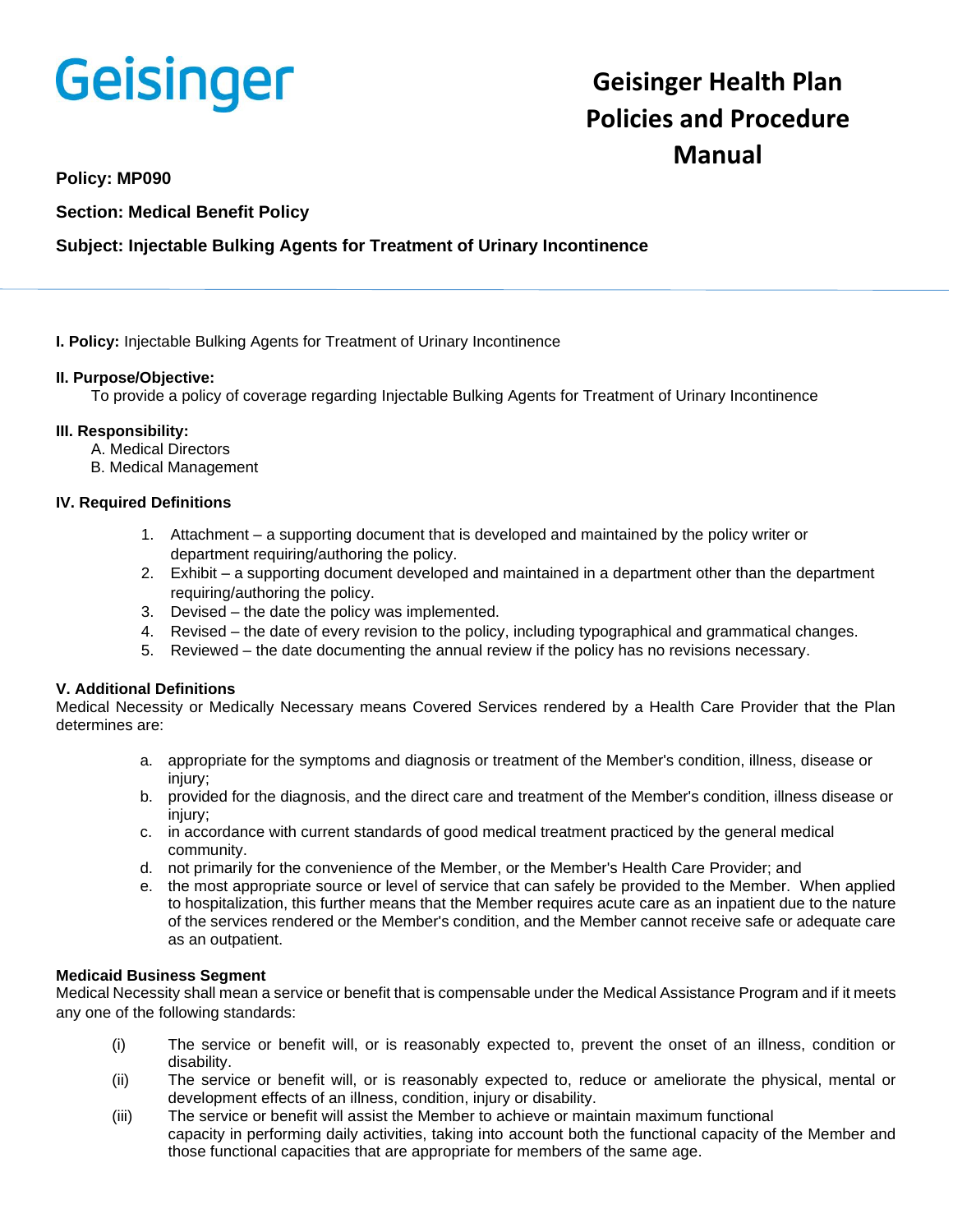Geisinger

# Geisinger Health Plan Policies and Procedure Manual

**Policy: MP090**

**Section: Medical Benefit Policy**

**Subject: Injectable Bulking Agents for Treatment of Urinary Incontinence**

---

**I. Policy:** Injectable Bulking Agents for Treatment of Urinary Incontinence

**II. Purpose/Objective:**

To provide a policy of coverage regarding Injectable Bulking Agents for Treatment of Urinary Incontinence

**III. Responsibility:**

A. Medical Directors
B. Medical Management

**IV. Required Definitions**

1. Attachment – a supporting document that is developed and maintained by the policy writer or department requiring/authoring the policy.
2. Exhibit – a supporting document developed and maintained in a department other than the department requiring/authoring the policy.
3. Devised – the date the policy was implemented.
4. Revised – the date of every revision to the policy, including typographical and grammatical changes.
5. Reviewed – the date documenting the annual review if the policy has no revisions necessary.

**V. Additional Definitions**

Medical Necessity or Medically Necessary means Covered Services rendered by a Health Care Provider that the Plan determines are:

a. appropriate for the symptoms and diagnosis or treatment of the Member's condition, illness, disease or injury;
b. provided for the diagnosis, and the direct care and treatment of the Member's condition, illness disease or injury;
c. in accordance with current standards of good medical treatment practiced by the general medical community.
d. not primarily for the convenience of the Member, or the Member's Health Care Provider; and
e. the most appropriate source or level of service that can safely be provided to the Member. When applied to hospitalization, this further means that the Member requires acute care as an inpatient due to the nature of the services rendered or the Member's condition, and the Member cannot receive safe or adequate care as an outpatient.

**Medicaid Business Segment**

Medical Necessity shall mean a service or benefit that is compensable under the Medical Assistance Program and if it meets any one of the following standards:

(i) The service or benefit will, or is reasonably expected to, prevent the onset of an illness, condition or disability.
(ii) The service or benefit will, or is reasonably expected to, reduce or ameliorate the physical, mental or development effects of an illness, condition, injury or disability.
(iii) The service or benefit will assist the Member to achieve or maintain maximum functional capacity in performing daily activities, taking into account both the functional capacity of the Member and those functional capacities that are appropriate for members of the same age.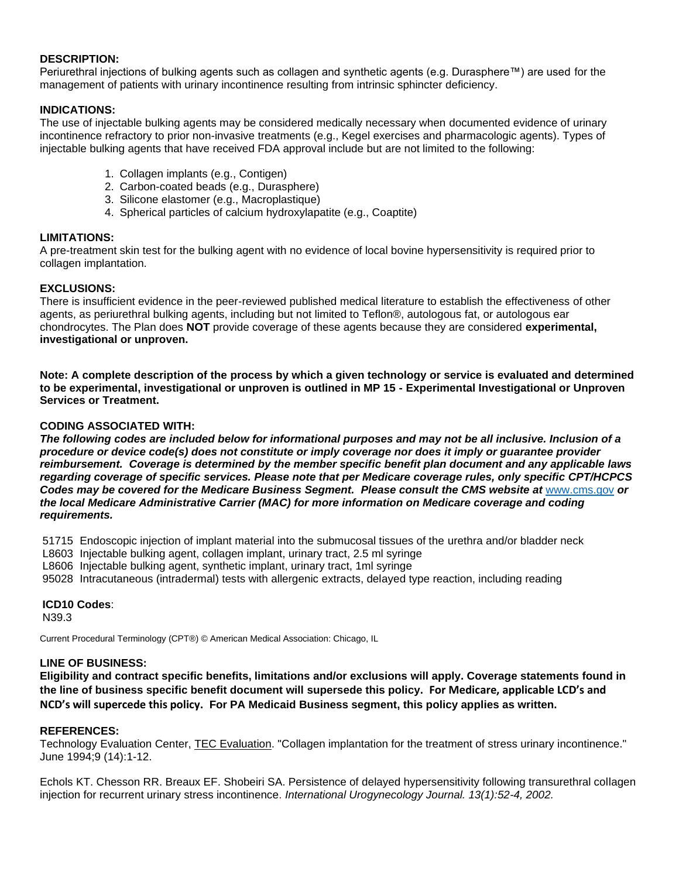**DESCRIPTION:**

Periurethral injections of bulking agents such as collagen and synthetic agents (e.g. Durasphere™) are used for the management of patients with urinary incontinence resulting from intrinsic sphincter deficiency.

**INDICATIONS:**

The use of injectable bulking agents may be considered medically necessary when documented evidence of urinary incontinence refractory to prior non-invasive treatments (e.g., Kegel exercises and pharmacologic agents). Types of injectable bulking agents that have received FDA approval include but are not limited to the following:

1. Collagen implants (e.g., Contigen)
2. Carbon-coated beads (e.g., Durasphere)
3. Silicone elastomer (e.g., Macroplastique)
4. Spherical particles of calcium hydroxylapatite (e.g., Coaptite)

**LIMITATIONS:**

A pre-treatment skin test for the bulking agent with no evidence of local bovine hypersensitivity is required prior to collagen implantation.

**EXCLUSIONS:**

There is insufficient evidence in the peer-reviewed published medical literature to establish the effectiveness of other agents, as periurethral bulking agents, including but not limited to Teflon®, autologous fat, or autologous ear chondrocytes. The Plan does **NOT** provide coverage of these agents because they are considered **experimental, investigational or unproven.**

**Note: A complete description of the process by which a given technology or service is evaluated and determined to be experimental, investigational or unproven is outlined in MP 15 - Experimental Investigational or Unproven Services or Treatment.**

**CODING ASSOCIATED WITH:**

***The following codes are included below for informational purposes and may not be all inclusive. Inclusion of a procedure or device code(s) does not constitute or imply coverage nor does it imply or guarantee provider reimbursement. Coverage is determined by the member specific benefit plan document and any applicable laws regarding coverage of specific services. Please note that per Medicare coverage rules, only specific CPT/HCPCS Codes may be covered for the Medicare Business Segment. Please consult the CMS website at*** www.cms.gov ***or the local Medicare Administrative Carrier (MAC) for more information on Medicare coverage and coding requirements.***

51715 Endoscopic injection of implant material into the submucosal tissues of the urethra and/or bladder neck
L8603 Injectable bulking agent, collagen implant, urinary tract, 2.5 ml syringe
L8606 Injectable bulking agent, synthetic implant, urinary tract, 1ml syringe
95028 Intracutaneous (intradermal) tests with allergenic extracts, delayed type reaction, including reading

**ICD10 Codes**:
N39.3

Current Procedural Terminology (CPT®) © American Medical Association: Chicago, IL

**LINE OF BUSINESS:**

**Eligibility and contract specific benefits, limitations and/or exclusions will apply. Coverage statements found in the line of business specific benefit document will supersede this policy. For Medicare, applicable LCD's and NCD's will supercede this policy. For PA Medicaid Business segment, this policy applies as written.**

**REFERENCES:**

Technology Evaluation Center, TEC Evaluation. "Collagen implantation for the treatment of stress urinary incontinence." June 1994;9 (14):1-12.

Echols KT. Chesson RR. Breaux EF. Shobeiri SA. Persistence of delayed hypersensitivity following transurethral collagen injection for recurrent urinary stress incontinence. *International Urogynecology Journal. 13(1):52-4, 2002.*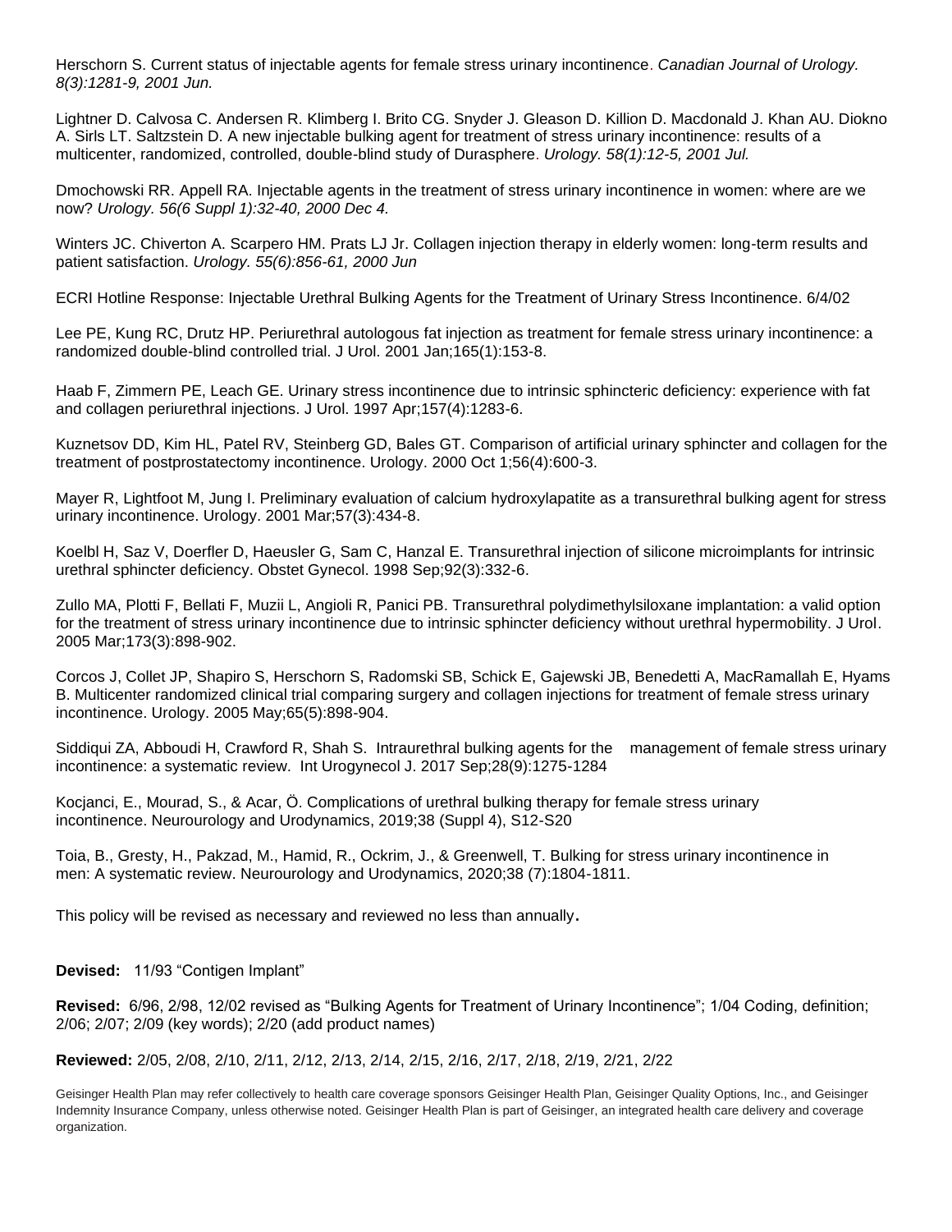Herschorn S. Current status of injectable agents for female stress urinary incontinence. *Canadian Journal of Urology. 8(3):1281-9, 2001 Jun.*

Lightner D. Calvosa C. Andersen R. Klimberg I. Brito CG. Snyder J. Gleason D. Killion D. Macdonald J. Khan AU. Diokno A. Sirls LT. Saltzstein D. A new injectable bulking agent for treatment of stress urinary incontinence: results of a multicenter, randomized, controlled, double-blind study of Durasphere. *Urology. 58(1):12-5, 2001 Jul.*

Dmochowski RR. Appell RA. Injectable agents in the treatment of stress urinary incontinence in women: where are we now? *Urology. 56(6 Suppl 1):32-40, 2000 Dec 4.*

Winters JC. Chiverton A. Scarpero HM. Prats LJ Jr. Collagen injection therapy in elderly women: long-term results and patient satisfaction. *Urology. 55(6):856-61, 2000 Jun*

ECRI Hotline Response: Injectable Urethral Bulking Agents for the Treatment of Urinary Stress Incontinence. 6/4/02

Lee PE, Kung RC, Drutz HP. Periurethral autologous fat injection as treatment for female stress urinary incontinence: a randomized double-blind controlled trial. J Urol. 2001 Jan;165(1):153-8.

Haab F, Zimmern PE, Leach GE. Urinary stress incontinence due to intrinsic sphincteric deficiency: experience with fat and collagen periurethral injections. J Urol. 1997 Apr;157(4):1283-6.

Kuznetsov DD, Kim HL, Patel RV, Steinberg GD, Bales GT. Comparison of artificial urinary sphincter and collagen for the treatment of postprostatectomy incontinence. Urology. 2000 Oct 1;56(4):600-3.

Mayer R, Lightfoot M, Jung I. Preliminary evaluation of calcium hydroxylapatite as a transurethral bulking agent for stress urinary incontinence. Urology. 2001 Mar;57(3):434-8.

Koelbl H, Saz V, Doerfler D, Haeusler G, Sam C, Hanzal E. Transurethral injection of silicone microimplants for intrinsic urethral sphincter deficiency. Obstet Gynecol. 1998 Sep;92(3):332-6.

Zullo MA, Plotti F, Bellati F, Muzii L, Angioli R, Panici PB. Transurethral polydimethylsiloxane implantation: a valid option for the treatment of stress urinary incontinence due to intrinsic sphincter deficiency without urethral hypermobility. J Urol. 2005 Mar;173(3):898-902.

Corcos J, Collet JP, Shapiro S, Herschorn S, Radomski SB, Schick E, Gajewski JB, Benedetti A, MacRamallah E, Hyams B. Multicenter randomized clinical trial comparing surgery and collagen injections for treatment of female stress urinary incontinence. Urology. 2005 May;65(5):898-904.

Siddiqui ZA, Abboudi H, Crawford R, Shah S. Intraurethral bulking agents for the management of female stress urinary incontinence: a systematic review. Int Urogynecol J. 2017 Sep;28(9):1275-1284

Kocjanci, E., Mourad, S., & Acar, Ö. Complications of urethral bulking therapy for female stress urinary incontinence. Neurourology and Urodynamics, 2019;38 (Suppl 4), S12-S20

Toia, B., Gresty, H., Pakzad, M., Hamid, R., Ockrim, J., & Greenwell, T. Bulking for stress urinary incontinence in men: A systematic review. Neurourology and Urodynamics, 2020;38 (7):1804-1811.

This policy will be revised as necessary and reviewed no less than annually.

**Devised:** 11/93 "Contigen Implant"

**Revised:** 6/96, 2/98, 12/02 revised as "Bulking Agents for Treatment of Urinary Incontinence"; 1/04 Coding, definition; 2/06; 2/07; 2/09 (key words); 2/20 (add product names)

**Reviewed:** 2/05, 2/08, 2/10, 2/11, 2/12, 2/13, 2/14, 2/15, 2/16, 2/17, 2/18, 2/19, 2/21, 2/22

Geisinger Health Plan may refer collectively to health care coverage sponsors Geisinger Health Plan, Geisinger Quality Options, Inc., and Geisinger Indemnity Insurance Company, unless otherwise noted. Geisinger Health Plan is part of Geisinger, an integrated health care delivery and coverage organization.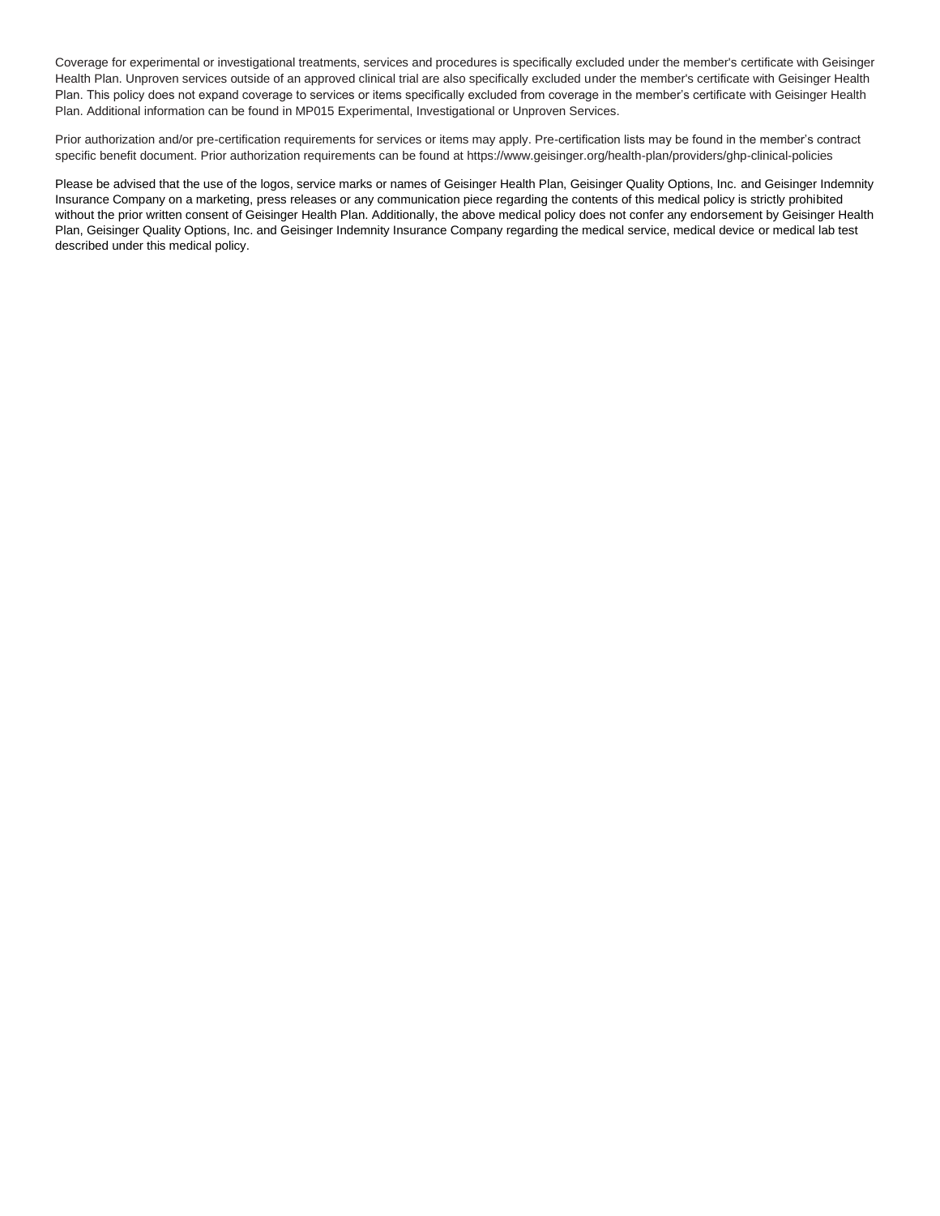Coverage for experimental or investigational treatments, services and procedures is specifically excluded under the member's certificate with Geisinger Health Plan. Unproven services outside of an approved clinical trial are also specifically excluded under the member's certificate with Geisinger Health Plan. This policy does not expand coverage to services or items specifically excluded from coverage in the member's certificate with Geisinger Health Plan. Additional information can be found in MP015 Experimental, Investigational or Unproven Services.

Prior authorization and/or pre-certification requirements for services or items may apply. Pre-certification lists may be found in the member's contract specific benefit document. Prior authorization requirements can be found at https://www.geisinger.org/health-plan/providers/ghp-clinical-policies

Please be advised that the use of the logos, service marks or names of Geisinger Health Plan, Geisinger Quality Options, Inc. and Geisinger Indemnity Insurance Company on a marketing, press releases or any communication piece regarding the contents of this medical policy is strictly prohibited without the prior written consent of Geisinger Health Plan. Additionally, the above medical policy does not confer any endorsement by Geisinger Health Plan, Geisinger Quality Options, Inc. and Geisinger Indemnity Insurance Company regarding the medical service, medical device or medical lab test described under this medical policy.